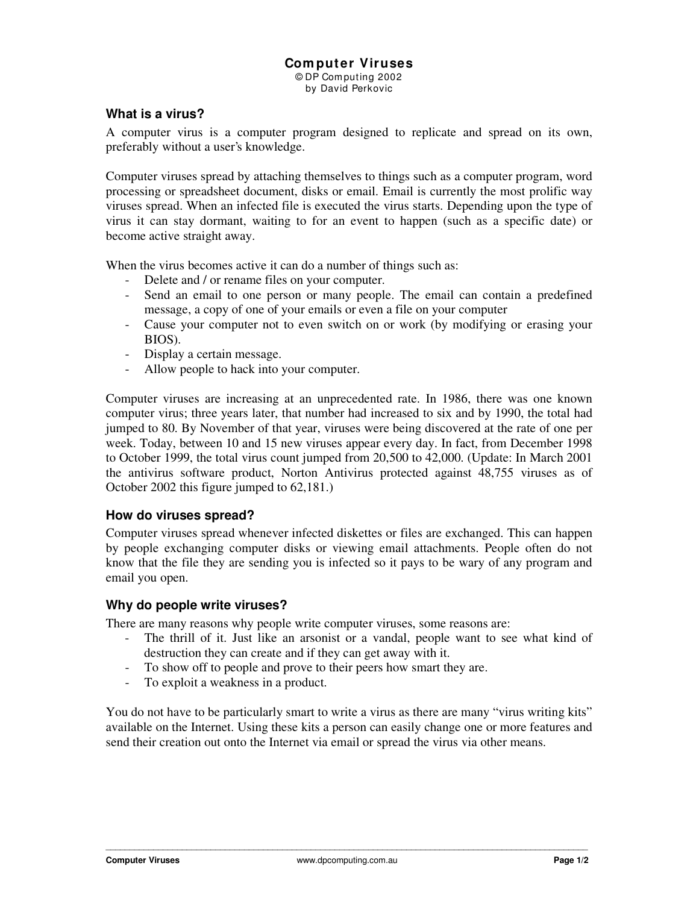# Computer Viruses

© DP Computing 2002
by David Perkovic

## What is a virus?

A computer virus is a computer program designed to replicate and spread on its own, preferably without a user's knowledge.

Computer viruses spread by attaching themselves to things such as a computer program, word processing or spreadsheet document, disks or email. Email is currently the most prolific way viruses spread. When an infected file is executed the virus starts. Depending upon the type of virus it can stay dormant, waiting to for an event to happen (such as a specific date) or become active straight away.

When the virus becomes active it can do a number of things such as:

- Delete and / or rename files on your computer.
- Send an email to one person or many people. The email can contain a predefined message, a copy of one of your emails or even a file on your computer
- Cause your computer not to even switch on or work (by modifying or erasing your BIOS).
- Display a certain message.
- Allow people to hack into your computer.

Computer viruses are increasing at an unprecedented rate. In 1986, there was one known computer virus; three years later, that number had increased to six and by 1990, the total had jumped to 80. By November of that year, viruses were being discovered at the rate of one per week. Today, between 10 and 15 new viruses appear every day. In fact, from December 1998 to October 1999, the total virus count jumped from 20,500 to 42,000. (Update: In March 2001 the antivirus software product, Norton Antivirus protected against 48,755 viruses as of October 2002 this figure jumped to 62,181.)

## How do viruses spread?

Computer viruses spread whenever infected diskettes or files are exchanged. This can happen by people exchanging computer disks or viewing email attachments. People often do not know that the file they are sending you is infected so it pays to be wary of any program and email you open.

## Why do people write viruses?

There are many reasons why people write computer viruses, some reasons are:

- The thrill of it. Just like an arsonist or a vandal, people want to see what kind of destruction they can create and if they can get away with it.
- To show off to people and prove to their peers how smart they are.
- To exploit a weakness in a product.

You do not have to be particularly smart to write a virus as there are many "virus writing kits" available on the Internet. Using these kits a person can easily change one or more features and send their creation out onto the Internet via email or spread the virus via other means.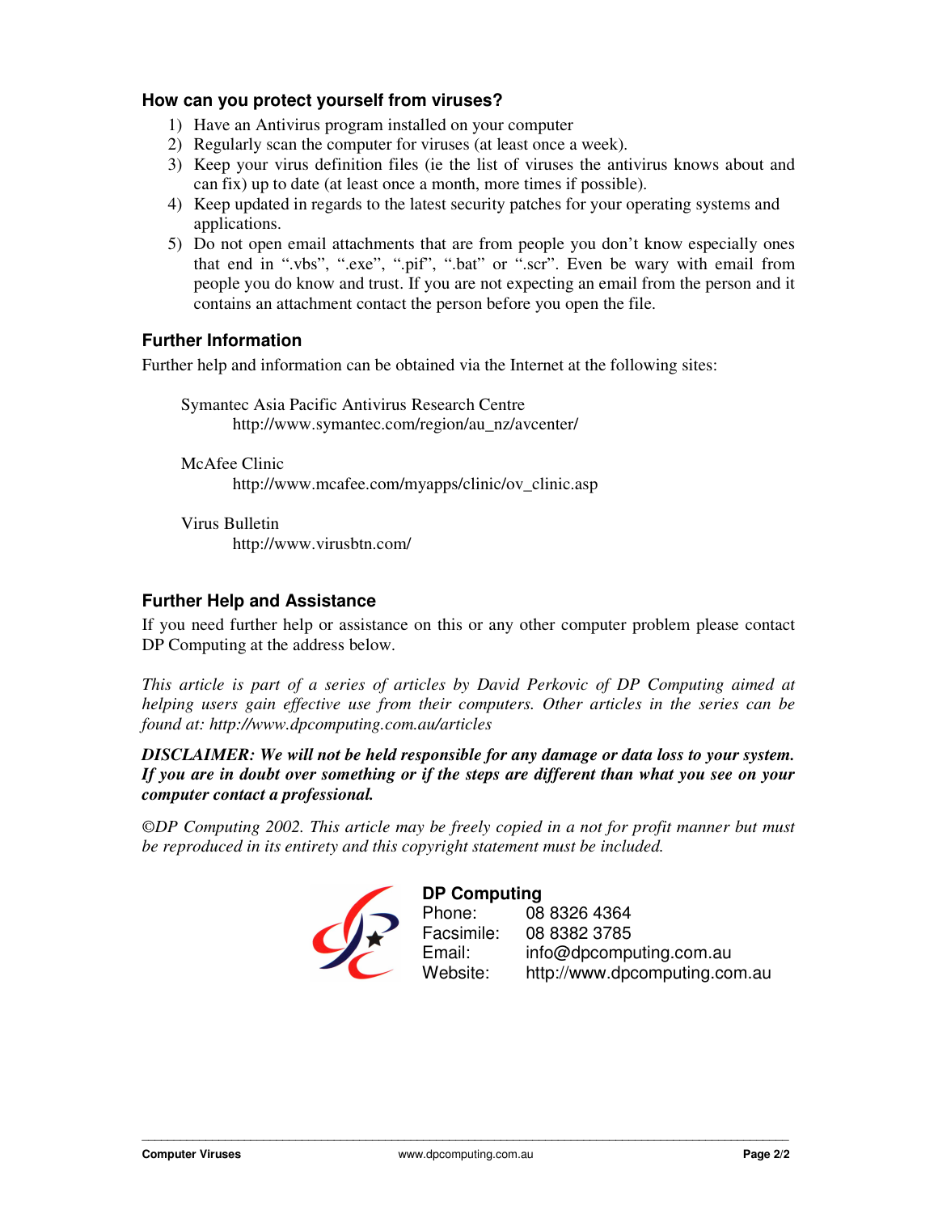### How can you protect yourself from viruses?

1) Have an Antivirus program installed on your computer
2) Regularly scan the computer for viruses (at least once a week).
3) Keep your virus definition files (ie the list of viruses the antivirus knows about and can fix) up to date (at least once a month, more times if possible).
4) Keep updated in regards to the latest security patches for your operating systems and applications.
5) Do not open email attachments that are from people you don't know especially ones that end in ".vbs", ".exe", ".pif", ".bat" or ".scr". Even be wary with email from people you do know and trust. If you are not expecting an email from the person and it contains an attachment contact the person before you open the file.

### Further Information

Further help and information can be obtained via the Internet at the following sites:

Symantec Asia Pacific Antivirus Research Centre
http://www.symantec.com/region/au_nz/avcenter/

McAfee Clinic
http://www.mcafee.com/myapps/clinic/ov_clinic.asp

Virus Bulletin
http://www.virusbtn.com/

### Further Help and Assistance

If you need further help or assistance on this or any other computer problem please contact DP Computing at the address below.

*This article is part of a series of articles by David Perkovic of DP Computing aimed at helping users gain effective use from their computers. Other articles in the series can be found at: http://www.dpcomputing.com.au/articles*

***DISCLAIMER: We will not be held responsible for any damage or data loss to your system. If you are in doubt over something or if the steps are different than what you see on your computer contact a professional.***

*©DP Computing 2002. This article may be freely copied in a not for profit manner but must be reproduced in its entirety and this copyright statement must be included.*

**DP Computing**
Phone: 08 8326 4364
Facsimile: 08 8382 3785
Email: info@dpcomputing.com.au
Website: http://www.dpcomputing.com.au